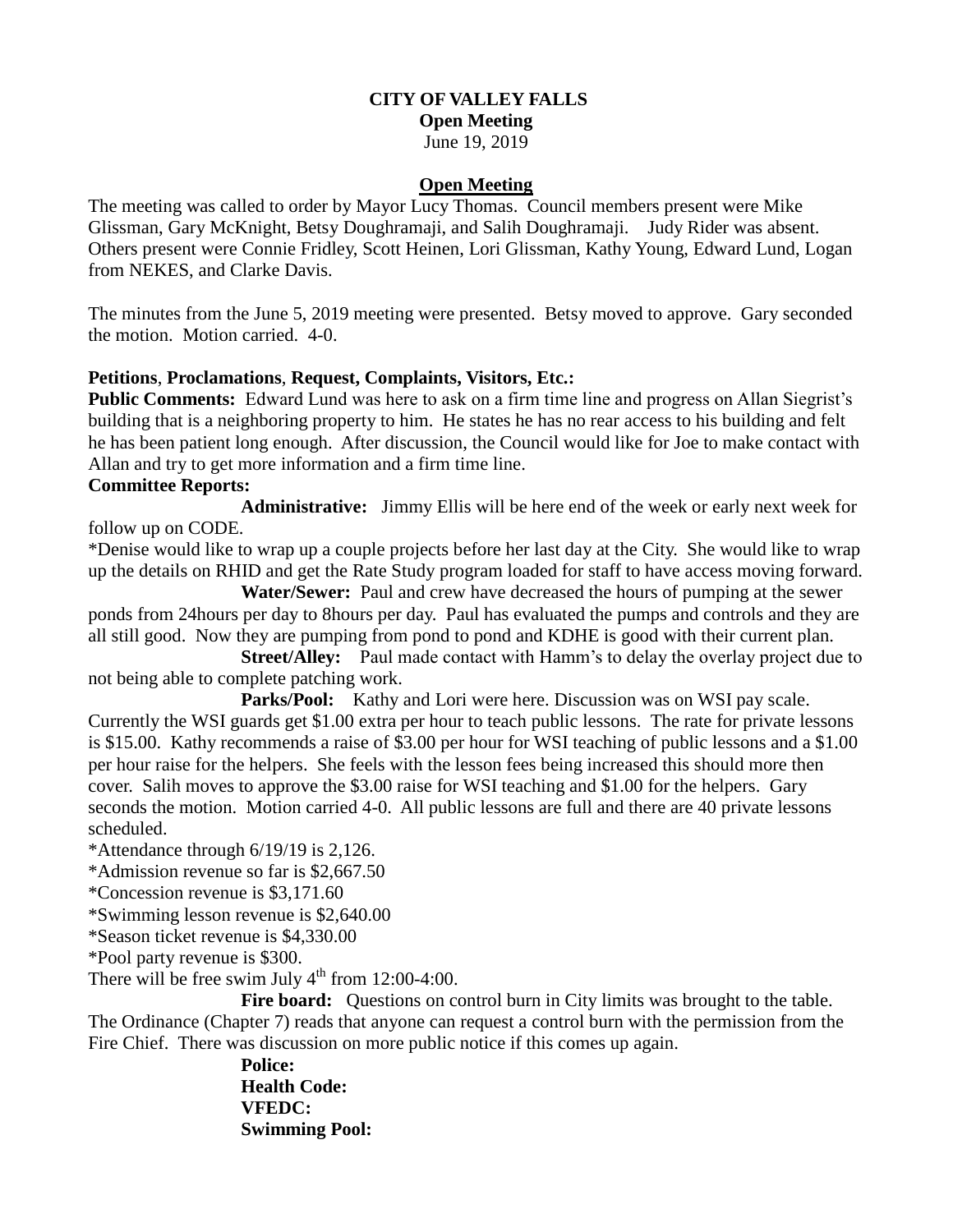**CITY OF VALLEY FALLS**
**Open Meeting**
June 19, 2019

## Open Meeting

The meeting was called to order by Mayor Lucy Thomas. Council members present were Mike Glissman, Gary McKnight, Betsy Doughramaji, and Salih Doughramaji. Judy Rider was absent. Others present were Connie Fridley, Scott Heinen, Lori Glissman, Kathy Young, Edward Lund, Logan from NEKES, and Clarke Davis.

The minutes from the June 5, 2019 meeting were presented. Betsy moved to approve. Gary seconded the motion. Motion carried. 4-0.

**Petitions**, **Proclamations**, **Request, Complaints, Visitors, Etc.:**

**Public Comments:** Edward Lund was here to ask on a firm time line and progress on Allan Siegrist's building that is a neighboring property to him. He states he has no rear access to his building and felt he has been patient long enough. After discussion, the Council would like for Joe to make contact with Allan and try to get more information and a firm time line.

**Committee Reports:**

**Administrative:** Jimmy Ellis will be here end of the week or early next week for follow up on CODE.

*Denise would like to wrap up a couple projects before her last day at the City. She would like to wrap up the details on RHID and get the Rate Study program loaded for staff to have access moving forward.

**Water/Sewer:** Paul and crew have decreased the hours of pumping at the sewer ponds from 24hours per day to 8hours per day. Paul has evaluated the pumps and controls and they are all still good. Now they are pumping from pond to pond and KDHE is good with their current plan.

**Street/Alley:** Paul made contact with Hamm's to delay the overlay project due to not being able to complete patching work.

**Parks/Pool:** Kathy and Lori were here. Discussion was on WSI pay scale. Currently the WSI guards get $1.00 extra per hour to teach public lessons. The rate for private lessons is $15.00. Kathy recommends a raise of $3.00 per hour for WSI teaching of public lessons and a $1.00 per hour raise for the helpers. She feels with the lesson fees being increased this should more then cover. Salih moves to approve the $3.00 raise for WSI teaching and $1.00 for the helpers. Gary seconds the motion. Motion carried 4-0. All public lessons are full and there are 40 private lessons scheduled.

*Attendance through 6/19/19 is 2,126.

*Admission revenue so far is $2,667.50

*Concession revenue is $3,171.60

*Swimming lesson revenue is $2,640.00

*Season ticket revenue is $4,330.00

*Pool party revenue is $300.

There will be free swim July 4th from 12:00-4:00.

**Fire board:** Questions on control burn in City limits was brought to the table. The Ordinance (Chapter 7) reads that anyone can request a control burn with the permission from the Fire Chief. There was discussion on more public notice if this comes up again.

**Police:**

**Health Code:**

**VFEDC:**

**Swimming Pool:**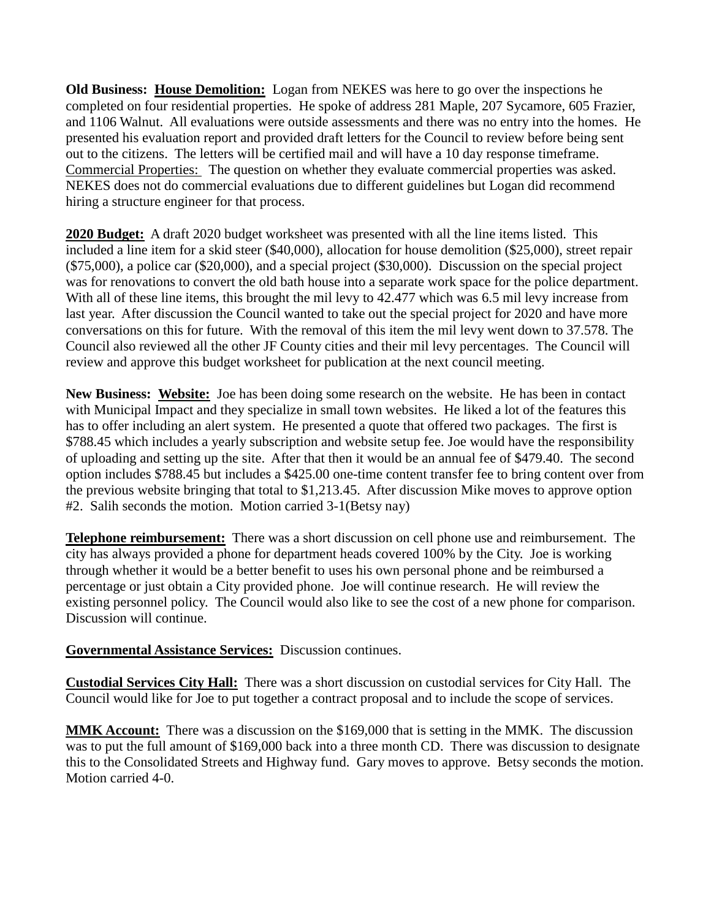**Old Business: House Demolition:** Logan from NEKES was here to go over the inspections he completed on four residential properties. He spoke of address 281 Maple, 207 Sycamore, 605 Frazier, and 1106 Walnut. All evaluations were outside assessments and there was no entry into the homes. He presented his evaluation report and provided draft letters for the Council to review before being sent out to the citizens. The letters will be certified mail and will have a 10 day response timeframe. Commercial Properties: The question on whether they evaluate commercial properties was asked. NEKES does not do commercial evaluations due to different guidelines but Logan did recommend hiring a structure engineer for that process.

**2020 Budget:** A draft 2020 budget worksheet was presented with all the line items listed. This included a line item for a skid steer ($40,000), allocation for house demolition ($25,000), street repair ($75,000), a police car ($20,000), and a special project ($30,000). Discussion on the special project was for renovations to convert the old bath house into a separate work space for the police department. With all of these line items, this brought the mil levy to 42.477 which was 6.5 mil levy increase from last year. After discussion the Council wanted to take out the special project for 2020 and have more conversations on this for future. With the removal of this item the mil levy went down to 37.578. The Council also reviewed all the other JF County cities and their mil levy percentages. The Council will review and approve this budget worksheet for publication at the next council meeting.

**New Business: Website:** Joe has been doing some research on the website. He has been in contact with Municipal Impact and they specialize in small town websites. He liked a lot of the features this has to offer including an alert system. He presented a quote that offered two packages. The first is $788.45 which includes a yearly subscription and website setup fee. Joe would have the responsibility of uploading and setting up the site. After that then it would be an annual fee of $479.40. The second option includes $788.45 but includes a $425.00 one-time content transfer fee to bring content over from the previous website bringing that total to $1,213.45. After discussion Mike moves to approve option #2. Salih seconds the motion. Motion carried 3-1(Betsy nay)

**Telephone reimbursement:** There was a short discussion on cell phone use and reimbursement. The city has always provided a phone for department heads covered 100% by the City. Joe is working through whether it would be a better benefit to uses his own personal phone and be reimbursed a percentage or just obtain a City provided phone. Joe will continue research. He will review the existing personnel policy. The Council would also like to see the cost of a new phone for comparison. Discussion will continue.

**Governmental Assistance Services:** Discussion continues.

**Custodial Services City Hall:** There was a short discussion on custodial services for City Hall. The Council would like for Joe to put together a contract proposal and to include the scope of services.

**MMK Account:** There was a discussion on the $169,000 that is setting in the MMK. The discussion was to put the full amount of $169,000 back into a three month CD. There was discussion to designate this to the Consolidated Streets and Highway fund. Gary moves to approve. Betsy seconds the motion. Motion carried 4-0.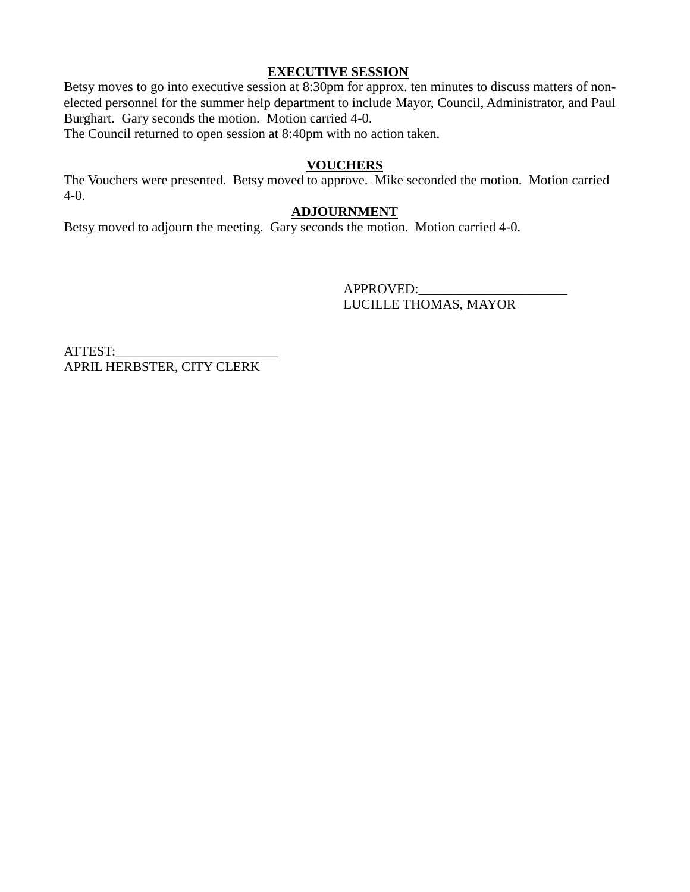## EXECUTIVE SESSION

Betsy moves to go into executive session at 8:30pm for approx. ten minutes to discuss matters of non-elected personnel for the summer help department to include Mayor, Council, Administrator, and Paul Burghart. Gary seconds the motion. Motion carried 4-0.

The Council returned to open session at 8:40pm with no action taken.

## VOUCHERS

The Vouchers were presented. Betsy moved to approve. Mike seconded the motion. Motion carried 4-0.

## ADJOURNMENT

Betsy moved to adjourn the meeting. Gary seconds the motion. Motion carried 4-0.

APPROVED:______________________
LUCILLE THOMAS, MAYOR

ATTEST:________________________
APRIL HERBSTER, CITY CLERK